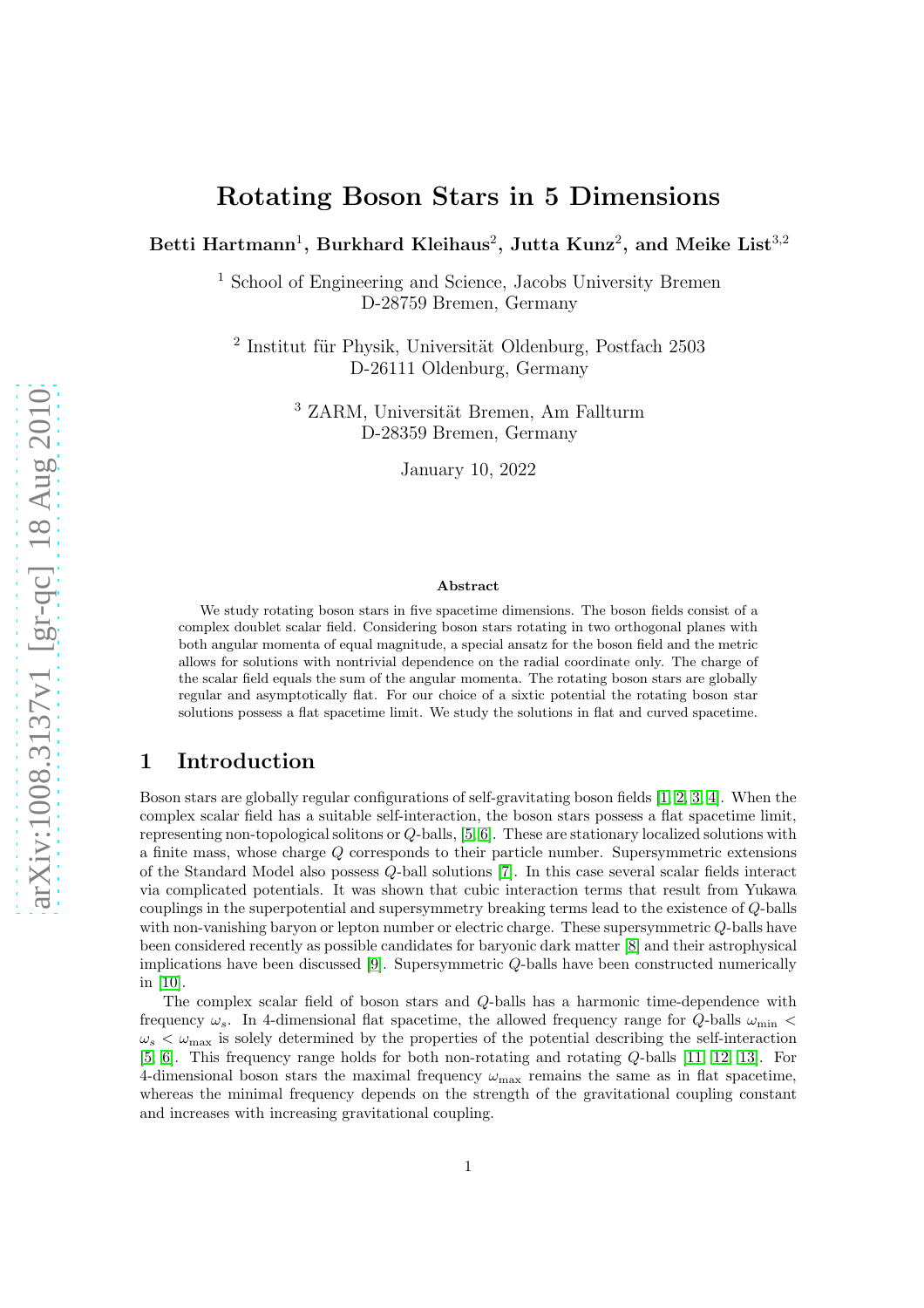# Rotating Boson Stars in 5 Dimensions

**Betti Hartmann**[1], **Burkhard Kleihaus**[2], **Jutta Kunz**[2], **and Meike List**[3,2]

[1] School of Engineering and Science, Jacobs University Bremen
D-28759 Bremen, Germany

[2] Institut für Physik, Universität Oldenburg, Postfach 2503
D-26111 Oldenburg, Germany

[3] ZARM, Universität Bremen, Am Fallturm
D-28359 Bremen, Germany

January 10, 2022

### Abstract

We study rotating boson stars in five spacetime dimensions. The boson fields consist of a complex doublet scalar field. Considering boson stars rotating in two orthogonal planes with both angular momenta of equal magnitude, a special ansatz for the boson field and the metric allows for solutions with nontrivial dependence on the radial coordinate only. The charge of the scalar field equals the sum of the angular momenta. The rotating boson stars are globally regular and asymptotically flat. For our choice of a sixtic potential the rotating boson star solutions possess a flat spacetime limit. We study the solutions in flat and curved spacetime.

## 1 Introduction

Boson stars are globally regular configurations of self-gravitating boson fields [1, 2, 3, 4]. When the complex scalar field has a suitable self-interaction, the boson stars possess a flat spacetime limit, representing non-topological solitons or $Q$-balls, [5, 6]. These are stationary localized solutions with a finite mass, whose charge $Q$ corresponds to their particle number. Supersymmetric extensions of the Standard Model also possess $Q$-ball solutions [7]. In this case several scalar fields interact via complicated potentials. It was shown that cubic interaction terms that result from Yukawa couplings in the superpotential and supersymmetry breaking terms lead to the existence of $Q$-balls with non-vanishing baryon or lepton number or electric charge. These supersymmetric $Q$-balls have been considered recently as possible candidates for baryonic dark matter [8] and their astrophysical implications have been discussed [9]. Supersymmetric $Q$-balls have been constructed numerically in [10].

The complex scalar field of boson stars and $Q$-balls has a harmonic time-dependence with frequency $\omega_s$. In 4-dimensional flat spacetime, the allowed frequency range for $Q$-balls $\omega_{\min} < \omega_s < \omega_{\max}$ is solely determined by the properties of the potential describing the self-interaction [5, 6]. This frequency range holds for both non-rotating and rotating $Q$-balls [11, 12, 13]. For 4-dimensional boson stars the maximal frequency $\omega_{\max}$ remains the same as in flat spacetime, whereas the minimal frequency depends on the strength of the gravitational coupling constant and increases with increasing gravitational coupling.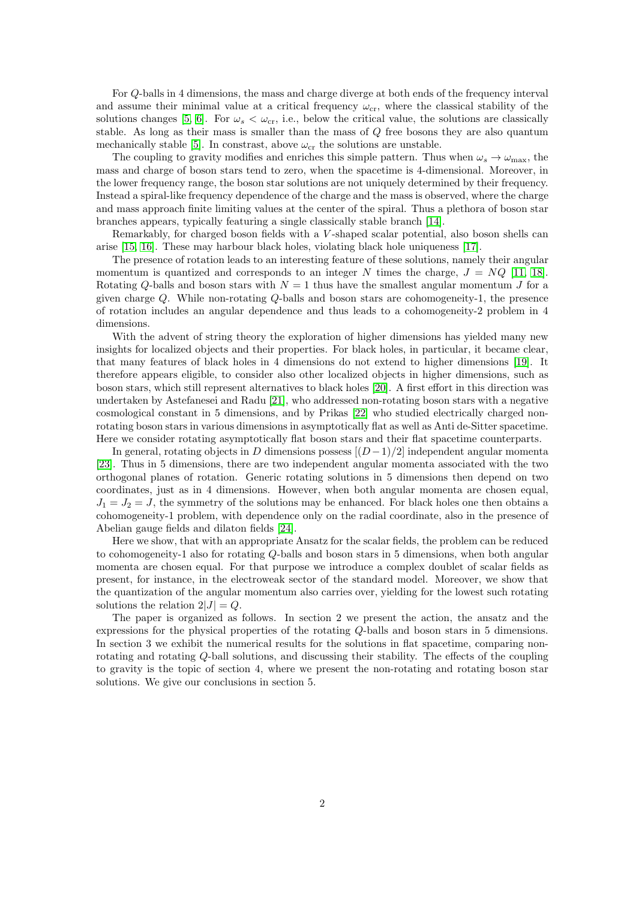For $Q$-balls in 4 dimensions, the mass and charge diverge at both ends of the frequency interval and assume their minimal value at a critical frequency $\omega_{\rm cr}$, where the classical stability of the solutions changes [5, 6]. For $\omega_s < \omega_{\rm cr}$, i.e., below the critical value, the solutions are classically stable. As long as their mass is smaller than the mass of $Q$ free bosons they are also quantum mechanically stable [5]. In constrast, above $\omega_{\rm cr}$ the solutions are unstable.

The coupling to gravity modifies and enriches this simple pattern. Thus when $\omega_s \to \omega_{\rm max}$, the mass and charge of boson stars tend to zero, when the spacetime is 4-dimensional. Moreover, in the lower frequency range, the boson star solutions are not uniquely determined by their frequency. Instead a spiral-like frequency dependence of the charge and the mass is observed, where the charge and mass approach finite limiting values at the center of the spiral. Thus a plethora of boson star branches appears, typically featuring a single classically stable branch [14].

Remarkably, for charged boson fields with a $V$-shaped scalar potential, also boson shells can arise [15, 16]. These may harbour black holes, violating black hole uniqueness [17].

The presence of rotation leads to an interesting feature of these solutions, namely their angular momentum is quantized and corresponds to an integer $N$ times the charge, $J = NQ$ [11, 18]. Rotating $Q$-balls and boson stars with $N = 1$ thus have the smallest angular momentum $J$ for a given charge $Q$. While non-rotating $Q$-balls and boson stars are cohomogeneity-1, the presence of rotation includes an angular dependence and thus leads to a cohomogeneity-2 problem in 4 dimensions.

With the advent of string theory the exploration of higher dimensions has yielded many new insights for localized objects and their properties. For black holes, in particular, it became clear, that many features of black holes in 4 dimensions do not extend to higher dimensions [19]. It therefore appears eligible, to consider also other localized objects in higher dimensions, such as boson stars, which still represent alternatives to black holes [20]. A first effort in this direction was undertaken by Astefanesei and Radu [21], who addressed non-rotating boson stars with a negative cosmological constant in 5 dimensions, and by Prikas [22] who studied electrically charged non-rotating boson stars in various dimensions in asymptotically flat as well as Anti de-Sitter spacetime. Here we consider rotating asymptotically flat boson stars and their flat spacetime counterparts.

In general, rotating objects in $D$ dimensions possess $[(D-1)/2]$ independent angular momenta [23]. Thus in 5 dimensions, there are two independent angular momenta associated with the two orthogonal planes of rotation. Generic rotating solutions in 5 dimensions then depend on two coordinates, just as in 4 dimensions. However, when both angular momenta are chosen equal, $J_1 = J_2 = J$, the symmetry of the solutions may be enhanced. For black holes one then obtains a cohomogeneity-1 problem, with dependence only on the radial coordinate, also in the presence of Abelian gauge fields and dilaton fields [24].

Here we show, that with an appropriate Ansatz for the scalar fields, the problem can be reduced to cohomogeneity-1 also for rotating $Q$-balls and boson stars in 5 dimensions, when both angular momenta are chosen equal. For that purpose we introduce a complex doublet of scalar fields as present, for instance, in the electroweak sector of the standard model. Moreover, we show that the quantization of the angular momentum also carries over, yielding for the lowest such rotating solutions the relation $2|J| = Q$.

The paper is organized as follows. In section 2 we present the action, the ansatz and the expressions for the physical properties of the rotating $Q$-balls and boson stars in 5 dimensions. In section 3 we exhibit the numerical results for the solutions in flat spacetime, comparing non-rotating and rotating $Q$-ball solutions, and discussing their stability. The effects of the coupling to gravity is the topic of section 4, where we present the non-rotating and rotating boson star solutions. We give our conclusions in section 5.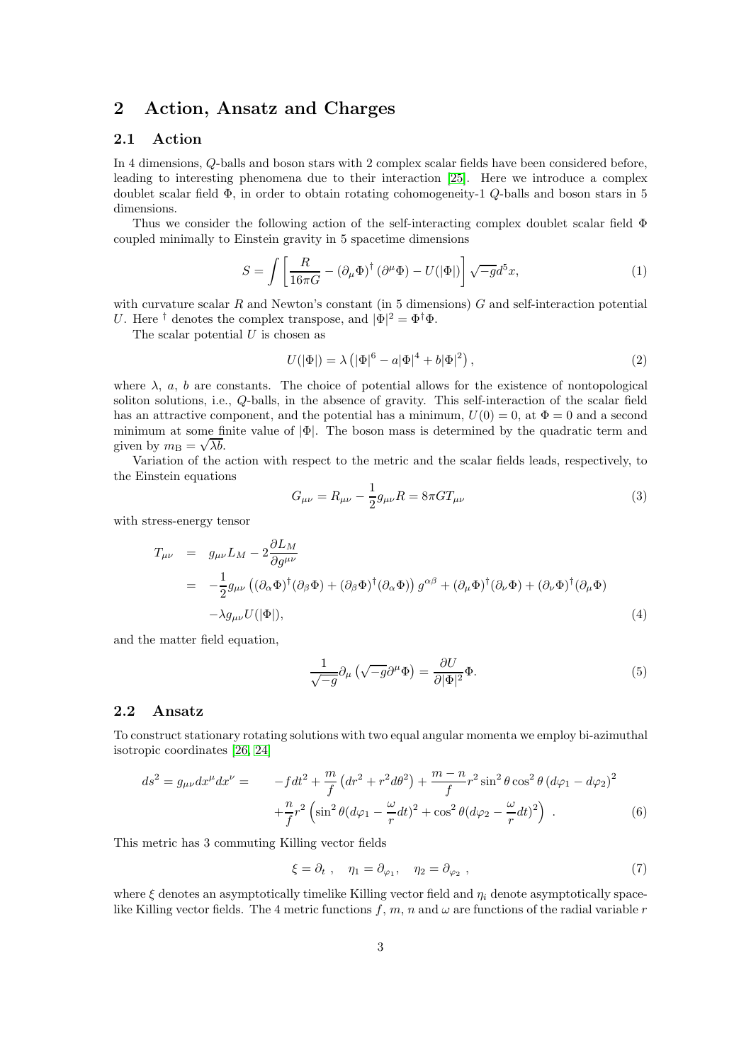## 2 Action, Ansatz and Charges

### 2.1 Action

In 4 dimensions, $Q$-balls and boson stars with 2 complex scalar fields have been considered before, leading to interesting phenomena due to their interaction [25]. Here we introduce a complex doublet scalar field $\Phi$, in order to obtain rotating cohomogeneity-1 $Q$-balls and boson stars in 5 dimensions.

Thus we consider the following action of the self-interacting complex doublet scalar field $\Phi$ coupled minimally to Einstein gravity in 5 spacetime dimensions

$$S = \int \left[ \frac{R}{16\pi G} - \left(\partial_\mu \Phi\right)^\dagger \left(\partial^\mu \Phi\right) - U(|\Phi|) \right] \sqrt{-g} d^5 x, \tag{1}$$

with curvature scalar $R$ and Newton's constant (in 5 dimensions) $G$ and self-interaction potential $U$. Here $^\dagger$ denotes the complex transpose, and $|\Phi|^2 = \Phi^\dagger \Phi$.

The scalar potential $U$ is chosen as

$$U(|\Phi|) = \lambda \left( |\Phi|^6 - a|\Phi|^4 + b|\Phi|^2 \right), \tag{2}$$

where $\lambda$, $a$, $b$ are constants. The choice of potential allows for the existence of nontopological soliton solutions, i.e., $Q$-balls, in the absence of gravity. This self-interaction of the scalar field has an attractive component, and the potential has a minimum, $U(0) = 0$, at $\Phi = 0$ and a second minimum at some finite value of $|\Phi|$. The boson mass is determined by the quadratic term and given by $m_{\rm B} = \sqrt{\lambda b}$.

Variation of the action with respect to the metric and the scalar fields leads, respectively, to the Einstein equations

$$G_{\mu\nu} = R_{\mu\nu} - \frac{1}{2} g_{\mu\nu} R = 8\pi G T_{\mu\nu} \tag{3}$$

with stress-energy tensor

$$\begin{aligned} T_{\mu\nu} &= g_{\mu\nu} L_M - 2\frac{\partial L_M}{\partial g^{\mu\nu}} \\ &= -\frac{1}{2} g_{\mu\nu} \left( (\partial_\alpha \Phi)^\dagger (\partial_\beta \Phi) + (\partial_\beta \Phi)^\dagger (\partial_\alpha \Phi) \right) g^{\alpha\beta} + (\partial_\mu \Phi)^\dagger (\partial_\nu \Phi) + (\partial_\nu \Phi)^\dagger (\partial_\mu \Phi) \\ &\quad - \lambda g_{\mu\nu} U(|\Phi|), \end{aligned} \tag{4}$$

and the matter field equation,

$$\frac{1}{\sqrt{-g}} \partial_\mu \left( \sqrt{-g} \partial^\mu \Phi \right) = \frac{\partial U}{\partial |\Phi|^2} \Phi. \tag{5}$$

### 2.2 Ansatz

To construct stationary rotating solutions with two equal angular momenta we employ bi-azimuthal isotropic coordinates [26, 24]

$$\begin{aligned} ds^2 = g_{\mu\nu} dx^\mu dx^\nu = \quad & -f dt^2 + \frac{m}{f} \left( dr^2 + r^2 d\theta^2 \right) + \frac{m-n}{f} r^2 \sin^2\theta \cos^2\theta \left( d\varphi_1 - d\varphi_2 \right)^2 \\ & + \frac{n}{f} r^2 \left( \sin^2\theta (d\varphi_1 - \frac{\omega}{r} dt)^2 + \cos^2\theta (d\varphi_2 - \frac{\omega}{r} dt)^2 \right) . \end{aligned} \tag{6}$$

This metric has 3 commuting Killing vector fields

$$\xi = \partial_t \ , \quad \eta_1 = \partial_{\varphi_1}, \quad \eta_2 = \partial_{\varphi_2} \ , \tag{7}$$

where $\xi$ denotes an asymptotically timelike Killing vector field and $\eta_i$ denote asymptotically spacelike Killing vector fields. The 4 metric functions $f$, $m$, $n$ and $\omega$ are functions of the radial variable $r$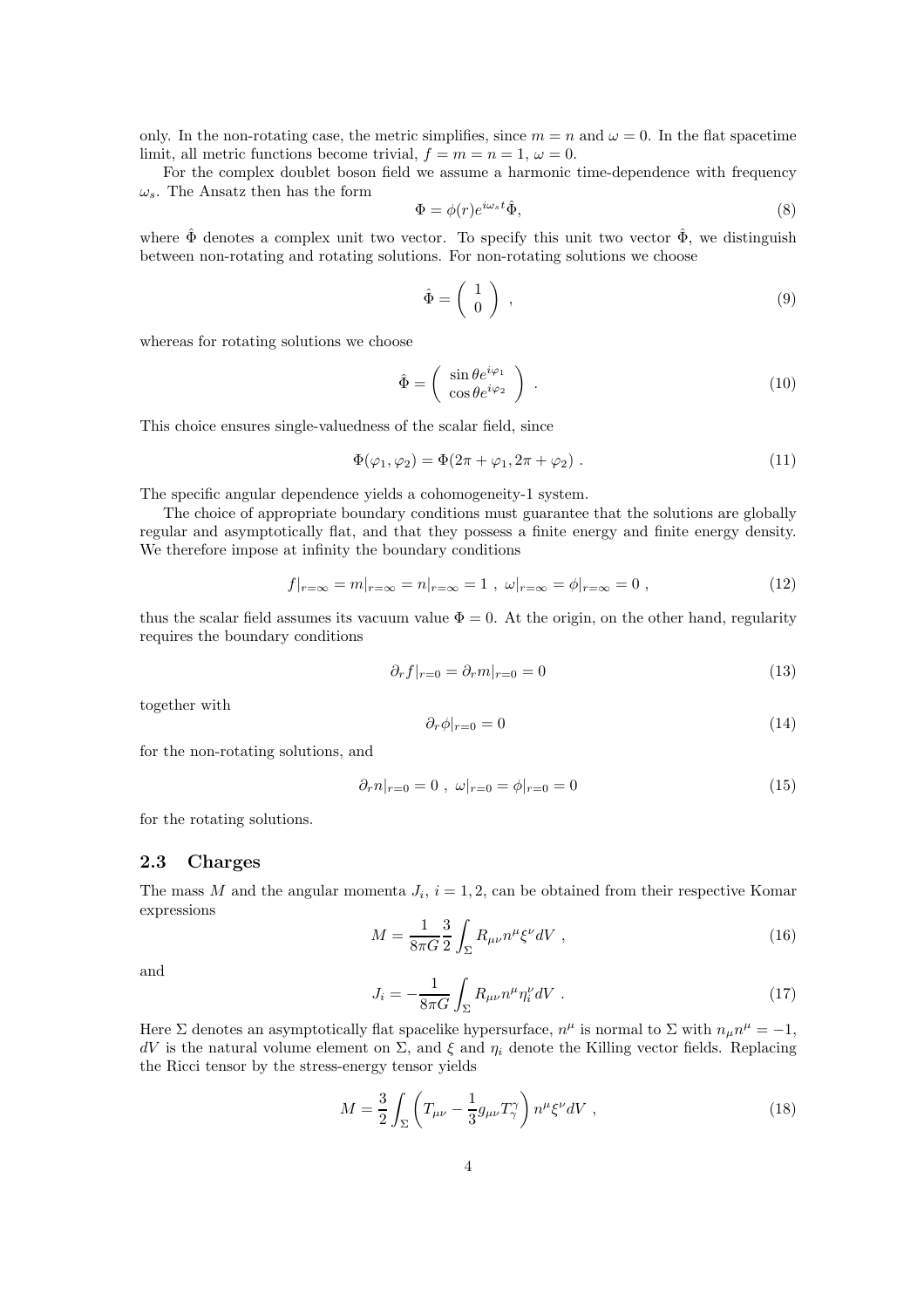only. In the non-rotating case, the metric simplifies, since $m = n$ and $\omega = 0$. In the flat spacetime limit, all metric functions become trivial, $f = m = n = 1$, $\omega = 0$.

For the complex doublet boson field we assume a harmonic time-dependence with frequency $\omega_s$. The Ansatz then has the form

$$\Phi = \phi(r)e^{i\omega_s t}\hat{\Phi}, \tag{8}$$

where $\hat{\Phi}$ denotes a complex unit two vector. To specify this unit two vector $\hat{\Phi}$, we distinguish between non-rotating and rotating solutions. For non-rotating solutions we choose

$$\hat{\Phi} = \begin{pmatrix} 1 \\ 0 \end{pmatrix} , \tag{9}$$

whereas for rotating solutions we choose

$$\hat{\Phi} = \begin{pmatrix} \sin\theta e^{i\varphi_1} \\ \cos\theta e^{i\varphi_2} \end{pmatrix} . \tag{10}$$

This choice ensures single-valuedness of the scalar field, since

$$\Phi(\varphi_1, \varphi_2) = \Phi(2\pi + \varphi_1, 2\pi + \varphi_2) . \tag{11}$$

The specific angular dependence yields a cohomogeneity-1 system.

The choice of appropriate boundary conditions must guarantee that the solutions are globally regular and asymptotically flat, and that they possess a finite energy and finite energy density. We therefore impose at infinity the boundary conditions

$$f|_{r=\infty} = m|_{r=\infty} = n|_{r=\infty} = 1 \ , \ \omega|_{r=\infty} = \phi|_{r=\infty} = 0 \ , \tag{12}$$

thus the scalar field assumes its vacuum value $\Phi = 0$. At the origin, on the other hand, regularity requires the boundary conditions

$$\partial_r f|_{r=0} = \partial_r m|_{r=0} = 0 \tag{13}$$

together with

$$\partial_r \phi|_{r=0} = 0 \tag{14}$$

for the non-rotating solutions, and

$$\partial_r n|_{r=0} = 0 \ , \ \omega|_{r=0} = \phi|_{r=0} = 0 \tag{15}$$

for the rotating solutions.

### 2.3 Charges

The mass $M$ and the angular momenta $J_i$, $i = 1, 2$, can be obtained from their respective Komar expressions

$$M = \frac{1}{8\pi G}\frac{3}{2}\int_\Sigma R_{\mu\nu}n^\mu\xi^\nu dV \ , \tag{16}$$

and

$$J_i = -\frac{1}{8\pi G}\int_\Sigma R_{\mu\nu}n^\mu\eta_i^\nu dV \ . \tag{17}$$

Here $\Sigma$ denotes an asymptotically flat spacelike hypersurface, $n^\mu$ is normal to $\Sigma$ with $n_\mu n^\mu = -1$, $dV$ is the natural volume element on $\Sigma$, and $\xi$ and $\eta_i$ denote the Killing vector fields. Replacing the Ricci tensor by the stress-energy tensor yields

$$M = \frac{3}{2}\int_\Sigma \left(T_{\mu\nu} - \frac{1}{3}g_{\mu\nu}T^\gamma_\gamma\right)n^\mu\xi^\nu dV \ , \tag{18}$$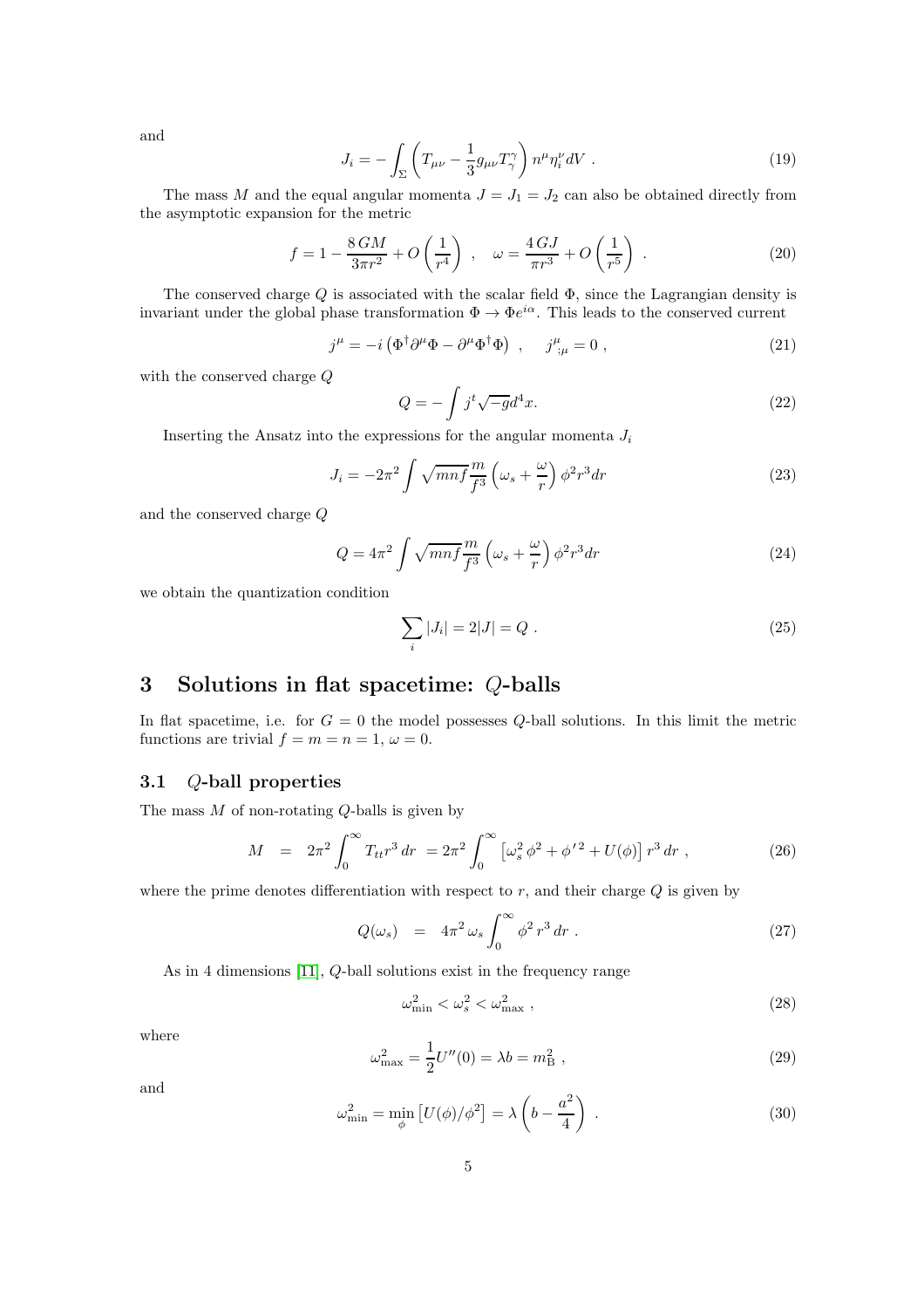and

$$J_i = -\int_\Sigma \left( T_{\mu\nu} - \frac{1}{3} g_{\mu\nu} T^\gamma_\gamma \right) n^\mu \eta_i^\nu dV \ . \tag{19}$$

The mass $M$ and the equal angular momenta $J = J_1 = J_2$ can also be obtained directly from the asymptotic expansion for the metric

$$f = 1 - \frac{8\,GM}{3\pi r^2} + O\left(\frac{1}{r^4}\right) \ , \quad \omega = \frac{4\,GJ}{\pi r^3} + O\left(\frac{1}{r^5}\right) \ . \tag{20}$$

The conserved charge $Q$ is associated with the scalar field $\Phi$, since the Lagrangian density is invariant under the global phase transformation $\Phi \to \Phi e^{i\alpha}$. This leads to the conserved current

$$j^\mu = -i \left( \Phi^\dagger \partial^\mu \Phi - \partial^\mu \Phi^\dagger \Phi \right) \ , \quad j^\mu_{\ ;\mu} = 0 \ , \tag{21}$$

with the conserved charge $Q$

$$Q = -\int j^t \sqrt{-g} d^4 x. \tag{22}$$

Inserting the Ansatz into the expressions for the angular momenta $J_i$

$$J_i = -2\pi^2 \int \sqrt{mnf} \frac{m}{f^3} \left( \omega_s + \frac{\omega}{r} \right) \phi^2 r^3 dr \tag{23}$$

and the conserved charge $Q$

$$Q = 4\pi^2 \int \sqrt{mnf} \frac{m}{f^3} \left( \omega_s + \frac{\omega}{r} \right) \phi^2 r^3 dr \tag{24}$$

we obtain the quantization condition

$$\sum_i |J_i| = 2|J| = Q \ . \tag{25}$$

# 3 Solutions in flat spacetime: $Q$-balls

In flat spacetime, i.e. for $G = 0$ the model possesses $Q$-ball solutions. In this limit the metric functions are trivial $f = m = n = 1$, $\omega = 0$.

## 3.1 $Q$-ball properties

The mass $M$ of non-rotating $Q$-balls is given by

$$M \ = \ 2\pi^2 \int_0^\infty T_{tt} r^3 \, dr \ = 2\pi^2 \int_0^\infty \left[ \omega_s^2 \phi^2 + \phi'^2 + U(\phi) \right] r^3 \, dr \ , \tag{26}$$

where the prime denotes differentiation with respect to $r$, and their charge $Q$ is given by

$$Q(\omega_s) \ = \ 4\pi^2 \, \omega_s \int_0^\infty \phi^2 \, r^3 \, dr \ . \tag{27}$$

As in 4 dimensions [11], $Q$-ball solutions exist in the frequency range

$$\omega_{\rm min}^2 < \omega_s^2 < \omega_{\rm max}^2 \ , \tag{28}$$

where

$$\omega_{\rm max}^2 = \frac{1}{2} U''(0) = \lambda b = m_{\rm B}^2 \ , \tag{29}$$

and

$$\omega_{\rm min}^2 = \min_\phi \left[ U(\phi)/\phi^2 \right] = \lambda \left( b - \frac{a^2}{4} \right) \ . \tag{30}$$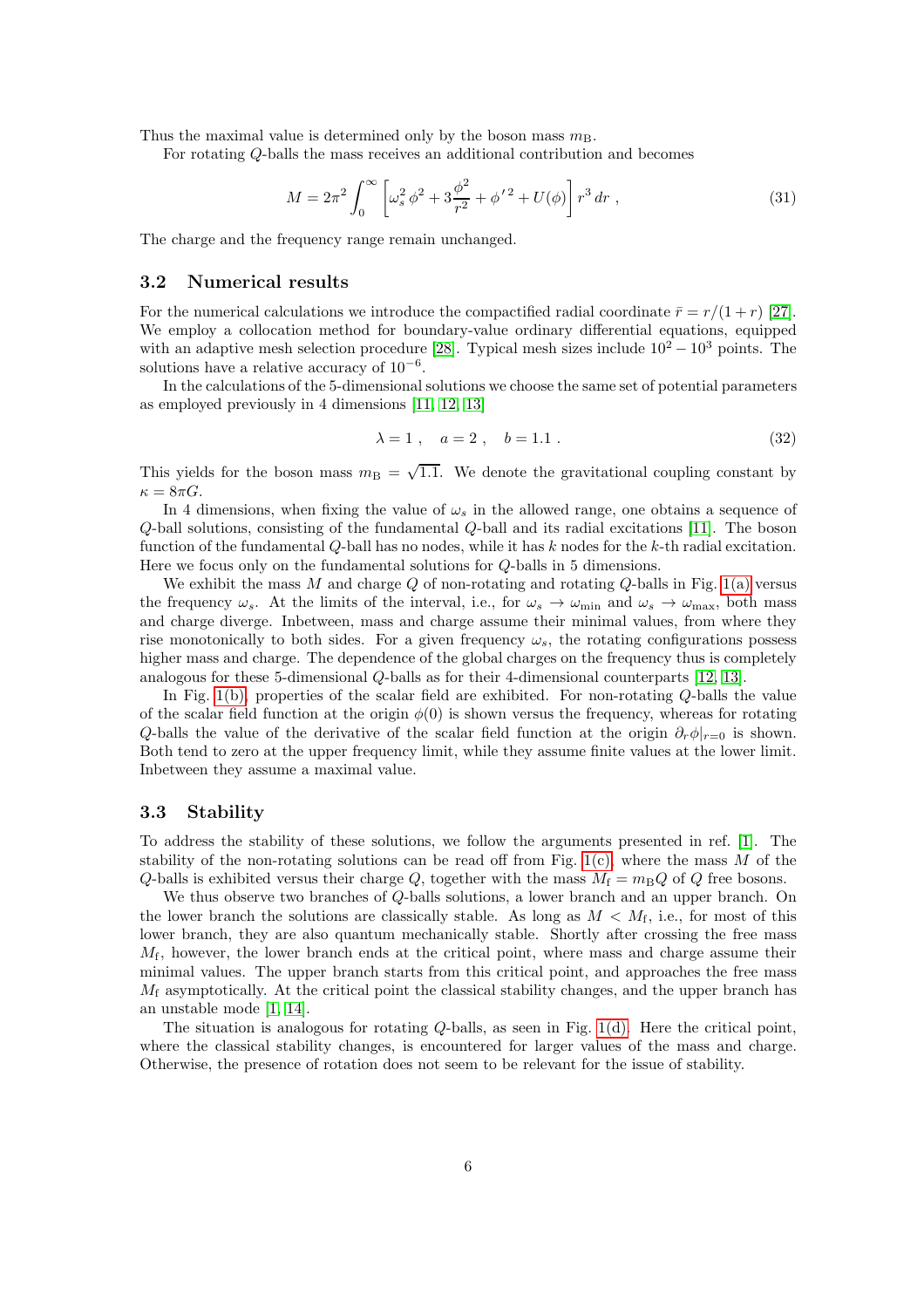Thus the maximal value is determined only by the boson mass $m_{\rm B}$.

For rotating $Q$-balls the mass receives an additional contribution and becomes

$$M = 2\pi^2 \int_0^\infty \left[ \omega_s^2\, \phi^2 + 3\frac{\phi^2}{r^2} + \phi'^{\,2} + U(\phi) \right] r^3\, dr \ , \tag{31}$$

The charge and the frequency range remain unchanged.

### 3.2 Numerical results

For the numerical calculations we introduce the compactified radial coordinate $\bar{r} = r/(1+r)$ [27]. We employ a collocation method for boundary-value ordinary differential equations, equipped with an adaptive mesh selection procedure [28]. Typical mesh sizes include $10^2 - 10^3$ points. The solutions have a relative accuracy of $10^{-6}$.

In the calculations of the 5-dimensional solutions we choose the same set of potential parameters as employed previously in 4 dimensions [11, 12, 13]

$$\lambda = 1 \ , \quad a = 2 \ , \quad b = 1.1 \ . \tag{32}$$

This yields for the boson mass $m_{\rm B} = \sqrt{1.1}$. We denote the gravitational coupling constant by $\kappa = 8\pi G$.

In 4 dimensions, when fixing the value of $\omega_s$ in the allowed range, one obtains a sequence of $Q$-ball solutions, consisting of the fundamental $Q$-ball and its radial excitations [11]. The boson function of the fundamental $Q$-ball has no nodes, while it has $k$ nodes for the $k$-th radial excitation. Here we focus only on the fundamental solutions for $Q$-balls in 5 dimensions.

We exhibit the mass $M$ and charge $Q$ of non-rotating and rotating $Q$-balls in Fig. 1(a) versus the frequency $\omega_s$. At the limits of the interval, i.e., for $\omega_s \to \omega_{\rm min}$ and $\omega_s \to \omega_{\rm max}$, both mass and charge diverge. Inbetween, mass and charge assume their minimal values, from where they rise monotonically to both sides. For a given frequency $\omega_s$, the rotating configurations possess higher mass and charge. The dependence of the global charges on the frequency thus is completely analogous for these 5-dimensional $Q$-balls as for their 4-dimensional counterparts [12, 13].

In Fig. 1(b), properties of the scalar field are exhibited. For non-rotating $Q$-balls the value of the scalar field function at the origin $\phi(0)$ is shown versus the frequency, whereas for rotating $Q$-balls the value of the derivative of the scalar field function at the origin $\partial_r \phi|_{r=0}$ is shown. Both tend to zero at the upper frequency limit, while they assume finite values at the lower limit. Inbetween they assume a maximal value.

### 3.3 Stability

To address the stability of these solutions, we follow the arguments presented in ref. [1]. The stability of the non-rotating solutions can be read off from Fig. 1(c), where the mass $M$ of the $Q$-balls is exhibited versus their charge $Q$, together with the mass $M_{\rm f} = m_{\rm B} Q$ of $Q$ free bosons.

We thus observe two branches of $Q$-balls solutions, a lower branch and an upper branch. On the lower branch the solutions are classically stable. As long as $M < M_{\rm f}$, i.e., for most of this lower branch, they are also quantum mechanically stable. Shortly after crossing the free mass $M_{\rm f}$, however, the lower branch ends at the critical point, where mass and charge assume their minimal values. The upper branch starts from this critical point, and approaches the free mass $M_{\rm f}$ asymptotically. At the critical point the classical stability changes, and the upper branch has an unstable mode [1, 14].

The situation is analogous for rotating $Q$-balls, as seen in Fig. 1(d). Here the critical point, where the classical stability changes, is encountered for larger values of the mass and charge. Otherwise, the presence of rotation does not seem to be relevant for the issue of stability.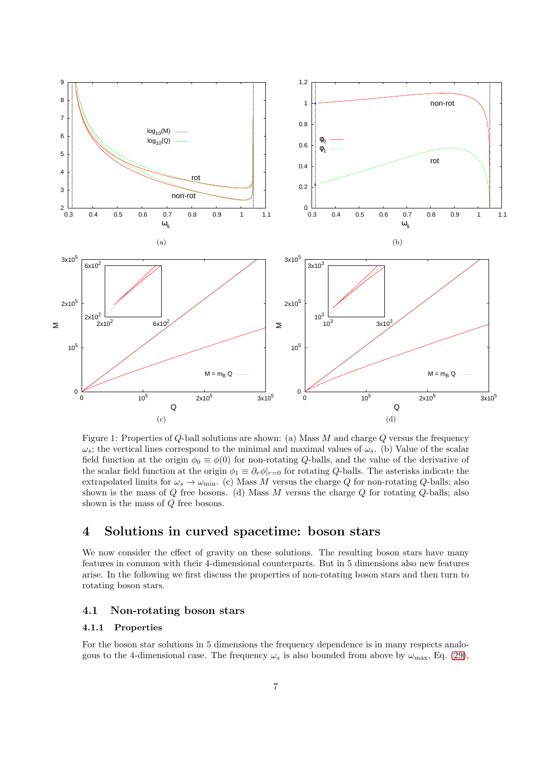Figure 1: Properties of $Q$-ball solutions are shown: (a) Mass $M$ and charge $Q$ versus the frequency $\omega_s$; the vertical lines correspond to the minimal and maximal values of $\omega_s$. (b) Value of the scalar field function at the origin $\phi_0 \equiv \phi(0)$ for non-rotating $Q$-balls, and the value of the derivative of the scalar field function at the origin $\phi_1 \equiv \partial_r \phi|_{r=0}$ for rotating $Q$-balls. The asterisks indicate the extrapolated limits for $\omega_s \to \omega_{\min}$. (c) Mass $M$ versus the charge $Q$ for non-rotating $Q$-balls; also shown is the mass of $Q$ free bosons. (d) Mass $M$ versus the charge $Q$ for rotating $Q$-balls; also shown is the mass of $Q$ free bosons.

# 4 Solutions in curved spacetime: boson stars

We now consider the effect of gravity on these solutions. The resulting boson stars have many features in common with their 4-dimensional counterparts. But in 5 dimensions also new features arise. In the following we first discuss the properties of non-rotating boson stars and then turn to rotating boson stars.

## 4.1 Non-rotating boson stars

### 4.1.1 Properties

For the boson star solutions in 5 dimensions the frequency dependence is in many respects analogous to the 4-dimensional case. The frequency $\omega_s$ is also bounded from above by $\omega_{\max}$, Eq. (29),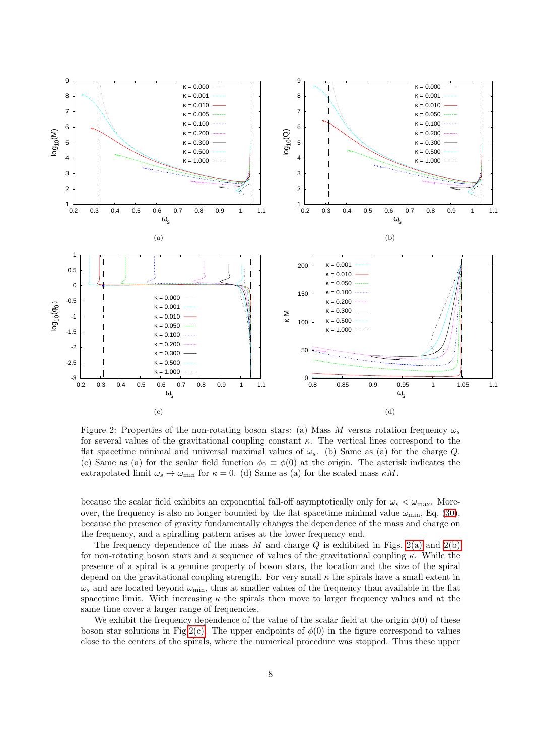(a)

(b)

(c)

(d)

Figure 2: Properties of the non-rotating boson stars: (a) Mass $M$ versus rotation frequency $\omega_s$ for several values of the gravitational coupling constant $\kappa$. The vertical lines correspond to the flat spacetime minimal and universal maximal values of $\omega_s$. (b) Same as (a) for the charge $Q$. (c) Same as (a) for the scalar field function $\phi_0 \equiv \phi(0)$ at the origin. The asterisk indicates the extrapolated limit $\omega_s \to \omega_{\min}$ for $\kappa = 0$. (d) Same as (a) for the scaled mass $\kappa M$.

because the scalar field exhibits an exponential fall-off asymptotically only for $\omega_s < \omega_{\max}$. Moreover, the frequency is also no longer bounded by the flat spacetime minimal value $\omega_{\min}$, Eq. (30), because the presence of gravity fundamentally changes the dependence of the mass and charge on the frequency, and a spiralling pattern arises at the lower frequency end.

The frequency dependence of the mass $M$ and charge $Q$ is exhibited in Figs. 2(a) and 2(b) for non-rotating boson stars and a sequence of values of the gravitational coupling $\kappa$. While the presence of a spiral is a genuine property of boson stars, the location and the size of the spiral depend on the gravitational coupling strength. For very small $\kappa$ the spirals have a small extent in $\omega_s$ and are located beyond $\omega_{\min}$, thus at smaller values of the frequency than available in the flat spacetime limit. With increasing $\kappa$ the spirals then move to larger frequency values and at the same time cover a larger range of frequencies.

We exhibit the frequency dependence of the value of the scalar field at the origin $\phi(0)$ of these boson star solutions in Fig 2(c). The upper endpoints of $\phi(0)$ in the figure correspond to values close to the centers of the spirals, where the numerical procedure was stopped. Thus these upper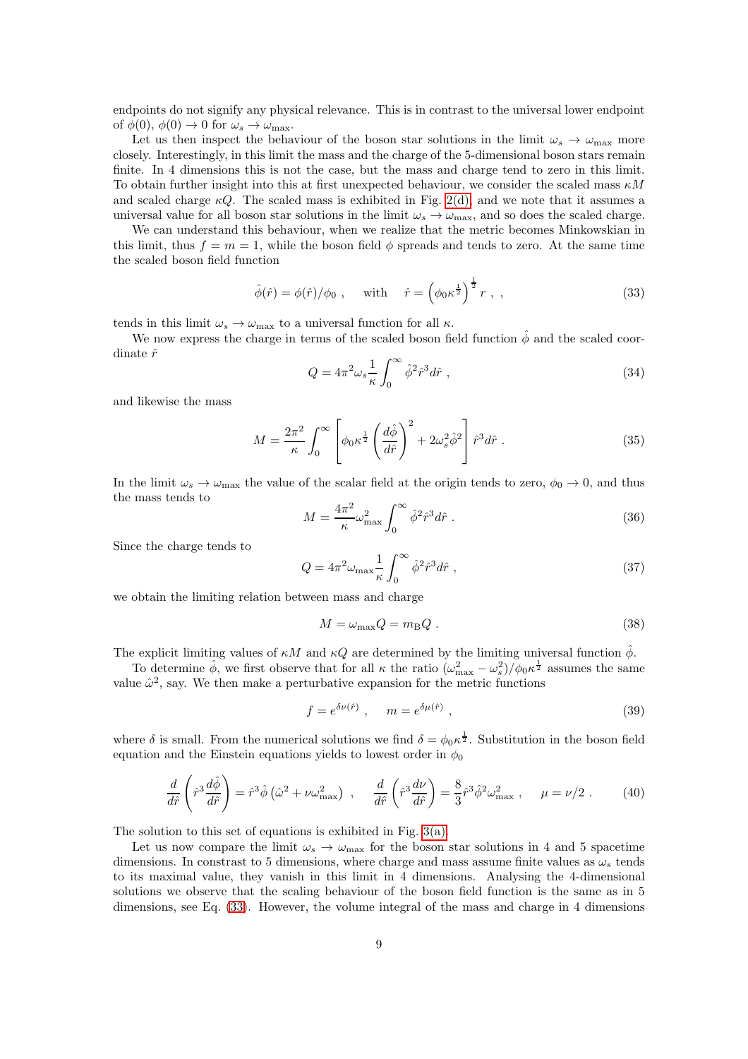endpoints do not signify any physical relevance. This is in contrast to the universal lower endpoint of $\phi(0)$, $\phi(0) \to 0$ for $\omega_s \to \omega_{\max}$.

Let us then inspect the behaviour of the boson star solutions in the limit $\omega_s \to \omega_{\max}$ more closely. Interestingly, in this limit the mass and the charge of the 5-dimensional boson stars remain finite. In 4 dimensions this is not the case, but the mass and charge tend to zero in this limit. To obtain further insight into this at first unexpected behaviour, we consider the scaled mass $\kappa M$ and scaled charge $\kappa Q$. The scaled mass is exhibited in Fig. 2(d), and we note that it assumes a universal value for all boson star solutions in the limit $\omega_s \to \omega_{\max}$, and so does the scaled charge.

We can understand this behaviour, when we realize that the metric becomes Minkowskian in this limit, thus $f = m = 1$, while the boson field $\phi$ spreads and tends to zero. At the same time the scaled boson field function

$$\hat{\phi}(\hat{r}) = \phi(\hat{r})/\phi_0 \ , \quad \text{with} \quad \hat{r} = \left(\phi_0 \kappa^{\frac{1}{2}}\right)^{\frac{1}{2}} r \ , \ , \tag{33}$$

tends in this limit $\omega_s \to \omega_{\max}$ to a universal function for all $\kappa$.

We now express the charge in terms of the scaled boson field function $\hat{\phi}$ and the scaled coordinate $\hat{r}$

$$Q = 4\pi^2 \omega_s \frac{1}{\kappa} \int_0^\infty \hat{\phi}^2 \hat{r}^3 d\hat{r} \ , \tag{34}$$

and likewise the mass

$$M = \frac{2\pi^2}{\kappa} \int_0^\infty \left[ \phi_0 \kappa^{\frac{1}{2}} \left( \frac{d\hat{\phi}}{d\hat{r}} \right)^2 + 2\omega_s^2 \hat{\phi}^2 \right] \hat{r}^3 d\hat{r} \ . \tag{35}$$

In the limit $\omega_s \to \omega_{\max}$ the value of the scalar field at the origin tends to zero, $\phi_0 \to 0$, and thus the mass tends to

$$M = \frac{4\pi^2}{\kappa} \omega_{\max}^2 \int_0^\infty \hat{\phi}^2 \hat{r}^3 d\hat{r} \ . \tag{36}$$

Since the charge tends to

$$Q = 4\pi^2 \omega_{\max} \frac{1}{\kappa} \int_0^\infty \hat{\phi}^2 \hat{r}^3 d\hat{r} \ , \tag{37}$$

we obtain the limiting relation between mass and charge

$$M = \omega_{\max} Q = m_{\rm B} Q \ . \tag{38}$$

The explicit limiting values of $\kappa M$ and $\kappa Q$ are determined by the limiting universal function $\hat{\phi}$.

To determine $\hat{\phi}$, we first observe that for all $\kappa$ the ratio $(\omega_{\max}^2 - \omega_s^2)/\phi_0 \kappa^{\frac{1}{2}}$ assumes the same value $\hat{\omega}^2$, say. We then make a perturbative expansion for the metric functions

$$f = e^{\delta \nu(\hat{r})} \ , \quad m = e^{\delta \mu(\hat{r})} \ , \tag{39}$$

where $\delta$ is small. From the numerical solutions we find $\delta = \phi_0 \kappa^{\frac{1}{2}}$. Substitution in the boson field equation and the Einstein equations yields to lowest order in $\phi_0$

$$\frac{d}{d\hat{r}} \left( \hat{r}^3 \frac{d\hat{\phi}}{d\hat{r}} \right) = \hat{r}^3 \hat{\phi} \left( \hat{\omega}^2 + \nu \omega_{\max}^2 \right) \ , \quad \frac{d}{d\hat{r}} \left( \hat{r}^3 \frac{d\nu}{d\hat{r}} \right) = \frac{8}{3} \hat{r}^3 \hat{\phi}^2 \omega_{\max}^2 \ , \quad \mu = \nu/2 \ . \tag{40}$$

The solution to this set of equations is exhibited in Fig. 3(a).

Let us now compare the limit $\omega_s \to \omega_{\max}$ for the boson star solutions in 4 and 5 spacetime dimensions. In constrast to 5 dimensions, where charge and mass assume finite values as $\omega_s$ tends to its maximal value, they vanish in this limit in 4 dimensions. Analysing the 4-dimensional solutions we observe that the scaling behaviour of the boson field function is the same as in 5 dimensions, see Eq. (33). However, the volume integral of the mass and charge in 4 dimensions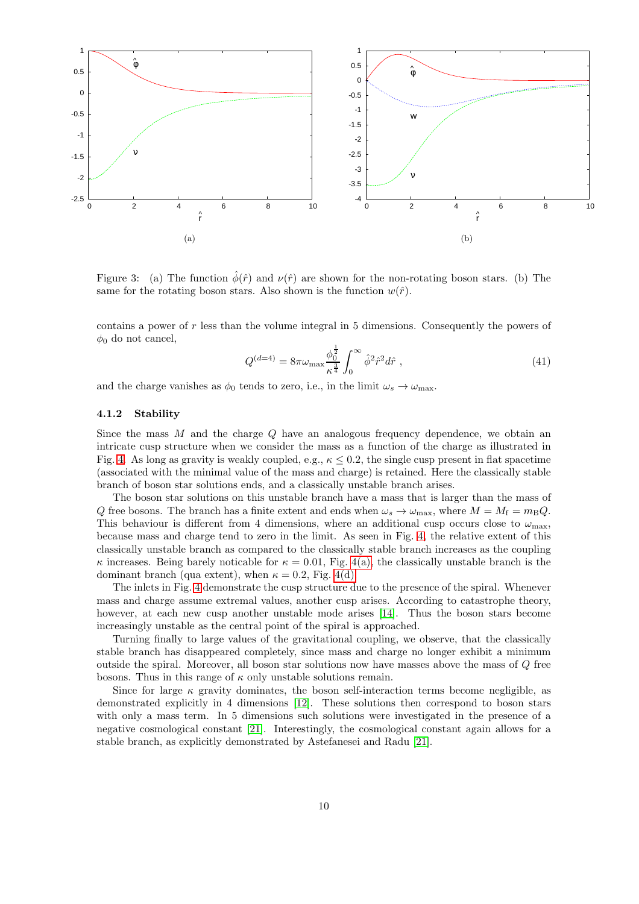Figure 3: (a) The function $\hat{\phi}(\hat{r})$ and $\nu(\hat{r})$ are shown for the non-rotating boson stars. (b) The same for the rotating boson stars. Also shown is the function $w(\hat{r})$.

contains a power of $r$ less than the volume integral in 5 dimensions. Consequently the powers of $\phi_0$ do not cancel,

$$Q^{(d=4)} = 8\pi\omega_{\max}\frac{\phi_0^{\frac{1}{2}}}{\kappa^{\frac{3}{4}}}\int_0^\infty \hat{\phi}^2\hat{r}^2 d\hat{r} \ , \tag{41}$$

and the charge vanishes as $\phi_0$ tends to zero, i.e., in the limit $\omega_s \to \omega_{\max}$.

### 4.1.2 Stability

Since the mass $M$ and the charge $Q$ have an analogous frequency dependence, we obtain an intricate cusp structure when we consider the mass as a function of the charge as illustrated in Fig. 4. As long as gravity is weakly coupled, e.g., $\kappa \leq 0.2$, the single cusp present in flat spacetime (associated with the minimal value of the mass and charge) is retained. Here the classically stable branch of boson star solutions ends, and a classically unstable branch arises.

The boson star solutions on this unstable branch have a mass that is larger than the mass of $Q$ free bosons. The branch has a finite extent and ends when $\omega_s \to \omega_{\max}$, where $M = M_{\rm f} = m_{\rm B}Q$. This behaviour is different from 4 dimensions, where an additional cusp occurs close to $\omega_{\max}$, because mass and charge tend to zero in the limit. As seen in Fig. 4, the relative extent of this classically unstable branch as compared to the classically stable branch increases as the coupling $\kappa$ increases. Being barely noticable for $\kappa = 0.01$, Fig. 4(a), the classically unstable branch is the dominant branch (qua extent), when $\kappa = 0.2$, Fig. 4(d).

The inlets in Fig. 4 demonstrate the cusp structure due to the presence of the spiral. Whenever mass and charge assume extremal values, another cusp arises. According to catastrophe theory, however, at each new cusp another unstable mode arises [14]. Thus the boson stars become increasingly unstable as the central point of the spiral is approached.

Turning finally to large values of the gravitational coupling, we observe, that the classically stable branch has disappeared completely, since mass and charge no longer exhibit a minimum outside the spiral. Moreover, all boson star solutions now have masses above the mass of $Q$ free bosons. Thus in this range of $\kappa$ only unstable solutions remain.

Since for large $\kappa$ gravity dominates, the boson self-interaction terms become negligible, as demonstrated explicitly in 4 dimensions [12]. These solutions then correspond to boson stars with only a mass term. In 5 dimensions such solutions were investigated in the presence of a negative cosmological constant [21]. Interestingly, the cosmological constant again allows for a stable branch, as explicitly demonstrated by Astefanesei and Radu [21].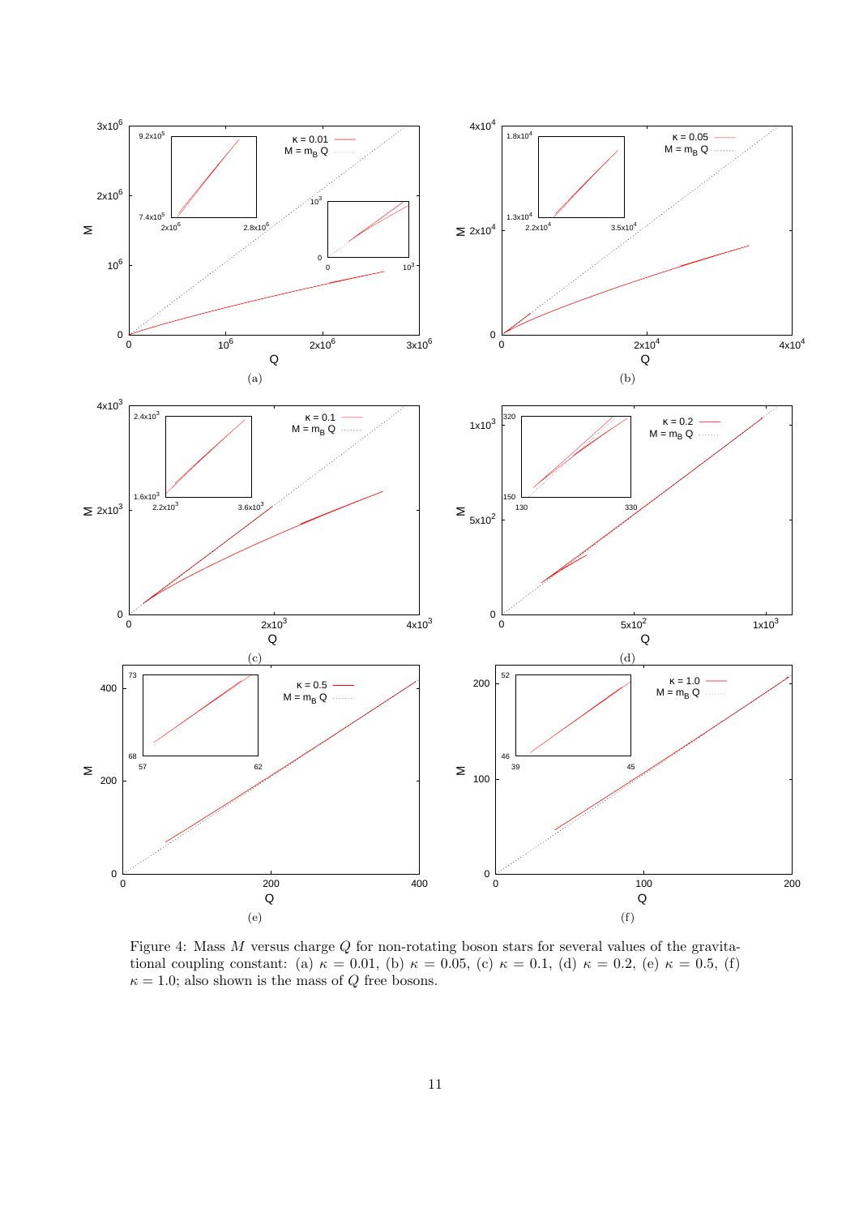Figure 4: Mass $M$ versus charge $Q$ for non-rotating boson stars for several values of the gravitational coupling constant: (a) $\kappa = 0.01$, (b) $\kappa = 0.05$, (c) $\kappa = 0.1$, (d) $\kappa = 0.2$, (e) $\kappa = 0.5$, (f) $\kappa = 1.0$; also shown is the mass of $Q$ free bosons.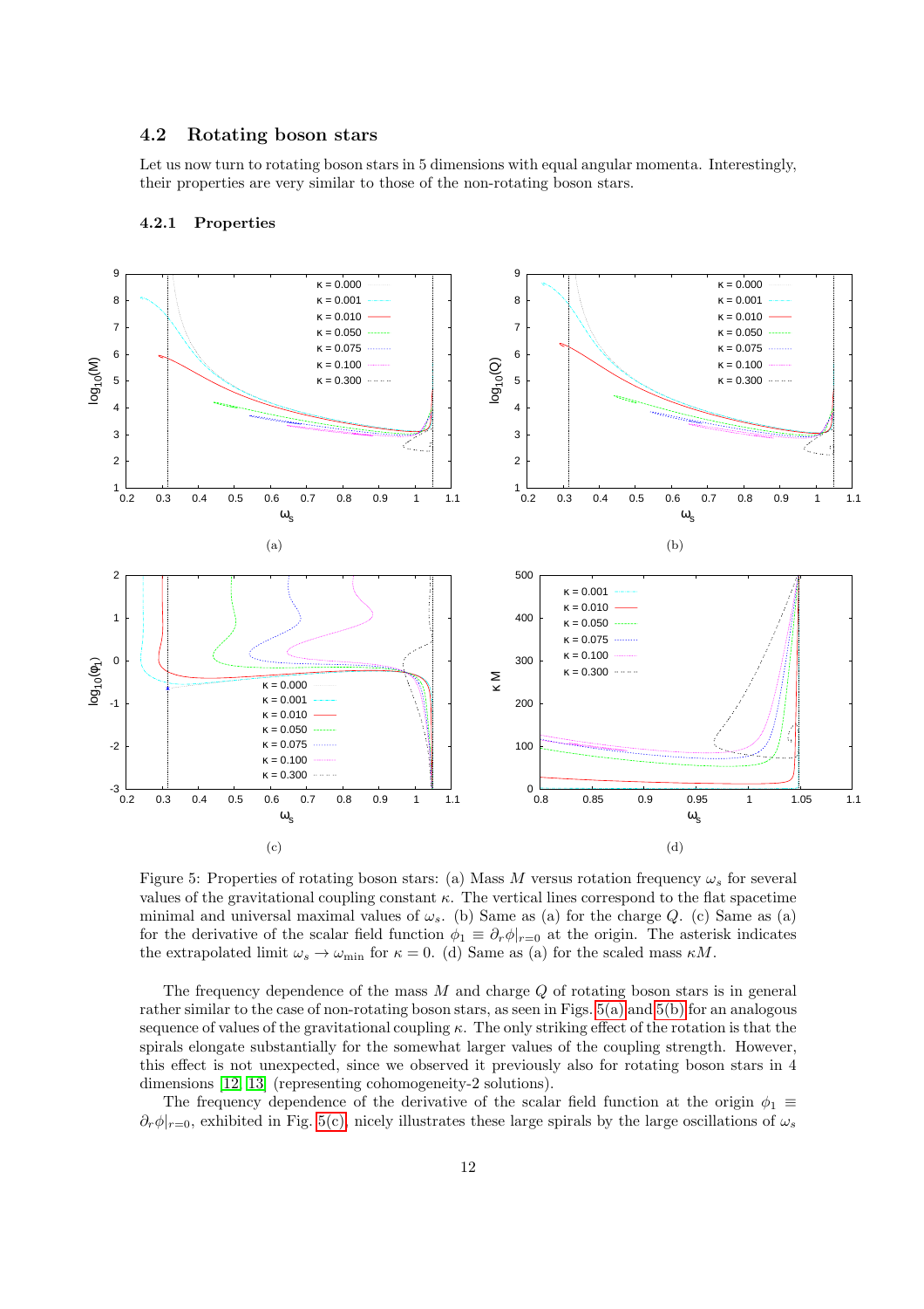### 4.2 Rotating boson stars

Let us now turn to rotating boson stars in 5 dimensions with equal angular momenta. Interestingly, their properties are very similar to those of the non-rotating boson stars.

#### 4.2.1 Properties

(a)

(b)

(c)

(d)

Figure 5: Properties of rotating boson stars: (a) Mass $M$ versus rotation frequency $\omega_s$ for several values of the gravitational coupling constant $\kappa$. The vertical lines correspond to the flat spacetime minimal and universal maximal values of $\omega_s$. (b) Same as (a) for the charge $Q$. (c) Same as (a) for the derivative of the scalar field function $\phi_1 \equiv \partial_r \phi|_{r=0}$ at the origin. The asterisk indicates the extrapolated limit $\omega_s \to \omega_{\min}$ for $\kappa = 0$. (d) Same as (a) for the scaled mass $\kappa M$.

The frequency dependence of the mass $M$ and charge $Q$ of rotating boson stars is in general rather similar to the case of non-rotating boson stars, as seen in Figs. 5(a) and 5(b) for an analogous sequence of values of the gravitational coupling $\kappa$. The only striking effect of the rotation is that the spirals elongate substantially for the somewhat larger values of the coupling strength. However, this effect is not unexpected, since we observed it previously also for rotating boson stars in 4 dimensions [12, 13] (representing cohomogeneity-2 solutions).

The frequency dependence of the derivative of the scalar field function at the origin $\phi_1 \equiv \partial_r \phi|_{r=0}$, exhibited in Fig. 5(c), nicely illustrates these large spirals by the large oscillations of $\omega_s$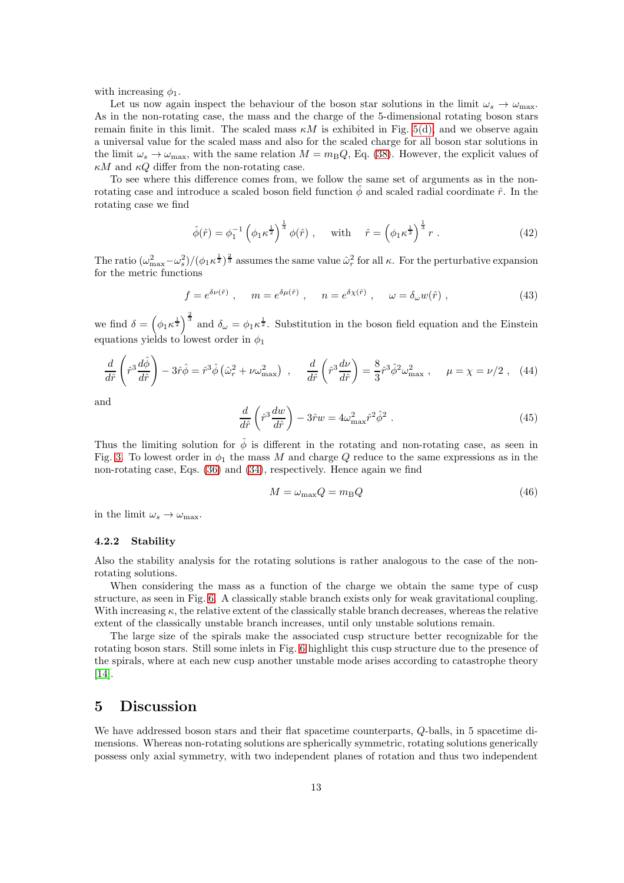with increasing $\phi_1$.

Let us now again inspect the behaviour of the boson star solutions in the limit $\omega_s \to \omega_{\max}$. As in the non-rotating case, the mass and the charge of the 5-dimensional rotating boson stars remain finite in this limit. The scaled mass $\kappa M$ is exhibited in Fig. 5(d), and we observe again a universal value for the scaled mass and also for the scaled charge for all boson star solutions in the limit $\omega_s \to \omega_{\max}$, with the same relation $M = m_{\rm B} Q$, Eq. (38). However, the explicit values of $\kappa M$ and $\kappa Q$ differ from the non-rotating case.

To see where this difference comes from, we follow the same set of arguments as in the non-rotating case and introduce a scaled boson field function $\hat{\phi}$ and scaled radial coordinate $\hat{r}$. In the rotating case we find

$$\hat{\phi}(\hat{r}) = \phi_1^{-1} \left(\phi_1 \kappa^{\frac{1}{2}}\right)^{\frac{1}{3}} \phi(\hat{r}) \ , \quad \text{with} \quad \hat{r} = \left(\phi_1 \kappa^{\frac{1}{2}}\right)^{\frac{1}{3}} r \ . \tag{42}$$

The ratio $(\omega_{\max}^2 - \omega_s^2)/(\phi_1 \kappa^{\frac{1}{2}})^{\frac{2}{3}}$ assumes the same value $\hat{\omega}_r^2$ for all $\kappa$. For the perturbative expansion for the metric functions

$$f = e^{\delta\nu(\hat{r})} \ , \quad m = e^{\delta\mu(\hat{r})} \ , \quad n = e^{\delta\chi(\hat{r})} \ , \quad \omega = \delta_\omega w(\hat{r}) \ , \tag{43}$$

we find $\delta = \left(\phi_1 \kappa^{\frac{1}{2}}\right)^{\frac{2}{3}}$ and $\delta_\omega = \phi_1 \kappa^{\frac{1}{2}}$. Substitution in the boson field equation and the Einstein equations yields to lowest order in $\phi_1$

$$\frac{d}{d\hat{r}}\left(\hat{r}^3 \frac{d\hat{\phi}}{d\hat{r}}\right) - 3\hat{r}\hat{\phi} = \hat{r}^3 \hat{\phi}\left(\hat{\omega}_r^2 + \nu\omega_{\max}^2\right) \ , \quad \frac{d}{d\hat{r}}\left(\hat{r}^3 \frac{d\nu}{d\hat{r}}\right) = \frac{8}{3}\hat{r}^3 \hat{\phi}^2 \omega_{\max}^2 \ , \quad \mu = \chi = \nu/2 \ , \tag{44}$$

and

$$\frac{d}{d\hat{r}}\left(\hat{r}^3 \frac{dw}{d\hat{r}}\right) - 3\hat{r}w = 4\omega_{\max}^2 \hat{r}^2 \hat{\phi}^2 \ . \tag{45}$$

Thus the limiting solution for $\hat{\phi}$ is different in the rotating and non-rotating case, as seen in Fig. 3. To lowest order in $\phi_1$ the mass $M$ and charge $Q$ reduce to the same expressions as in the non-rotating case, Eqs. (36) and (34), respectively. Hence again we find

$$M = \omega_{\max} Q = m_{\rm B} Q \tag{46}$$

in the limit $\omega_s \to \omega_{\max}$.

### 4.2.2 Stability

Also the stability analysis for the rotating solutions is rather analogous to the case of the non-rotating solutions.

When considering the mass as a function of the charge we obtain the same type of cusp structure, as seen in Fig. 6. A classically stable branch exists only for weak gravitational coupling. With increasing $\kappa$, the relative extent of the classically stable branch decreases, whereas the relative extent of the classically unstable branch increases, until only unstable solutions remain.

The large size of the spirals make the associated cusp structure better recognizable for the rotating boson stars. Still some inlets in Fig. 6 highlight this cusp structure due to the presence of the spirals, where at each new cusp another unstable mode arises according to catastrophe theory [14].

## 5 Discussion

We have addressed boson stars and their flat spacetime counterparts, $Q$-balls, in 5 spacetime dimensions. Whereas non-rotating solutions are spherically symmetric, rotating solutions generically possess only axial symmetry, with two independent planes of rotation and thus two independent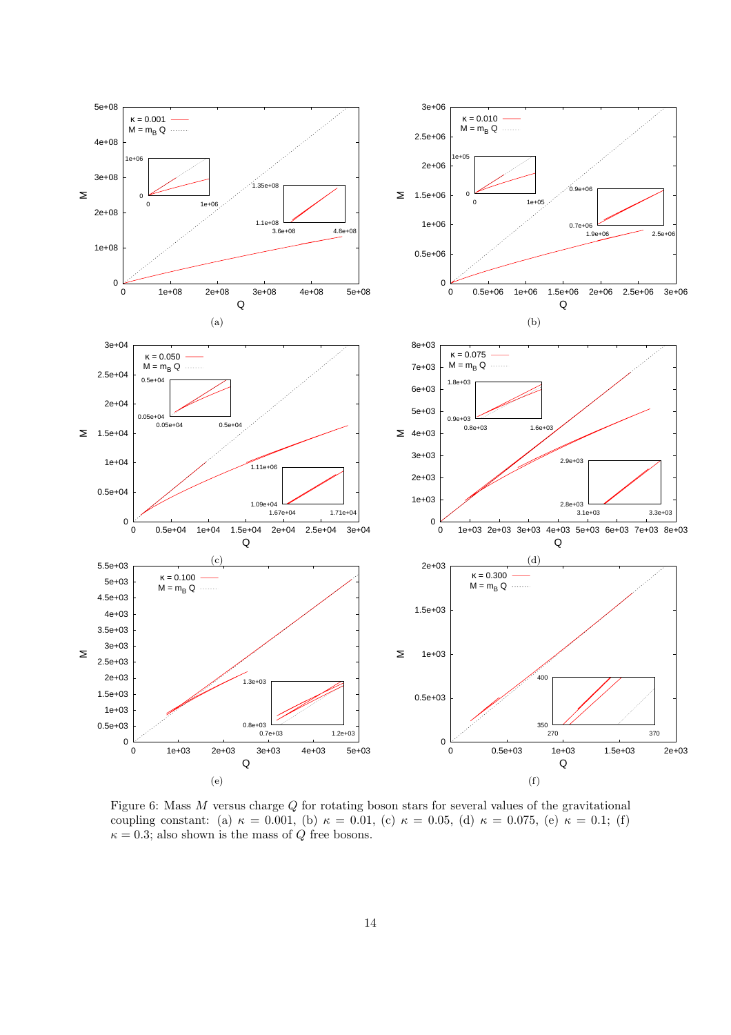Figure 6: Mass $M$ versus charge $Q$ for rotating boson stars for several values of the gravitational coupling constant: (a) $\kappa = 0.001$, (b) $\kappa = 0.01$, (c) $\kappa = 0.05$, (d) $\kappa = 0.075$, (e) $\kappa = 0.1$; (f) $\kappa = 0.3$; also shown is the mass of $Q$ free bosons.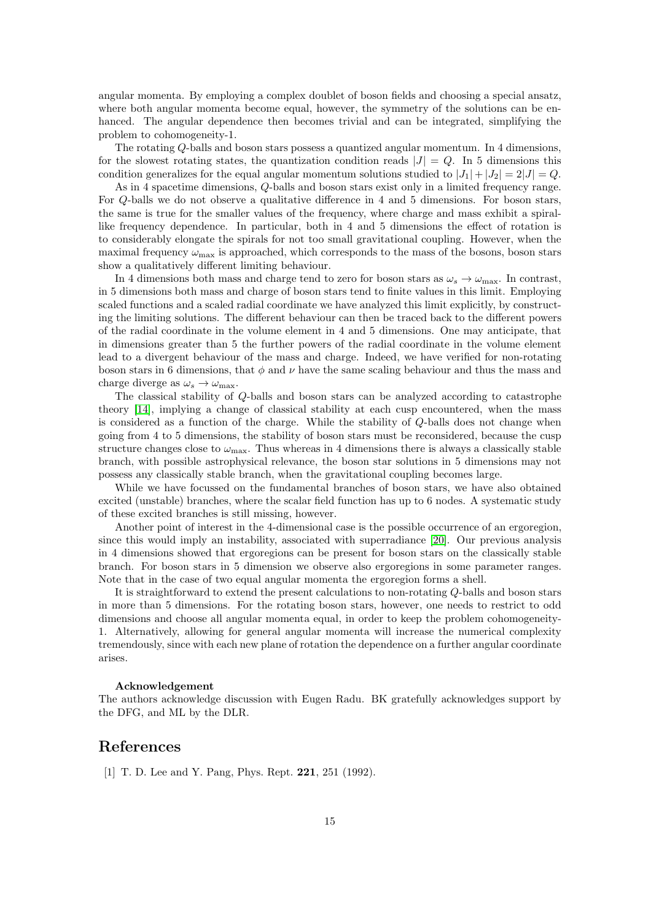angular momenta. By employing a complex doublet of boson fields and choosing a special ansatz, where both angular momenta become equal, however, the symmetry of the solutions can be enhanced. The angular dependence then becomes trivial and can be integrated, simplifying the problem to cohomogeneity-1.

The rotating $Q$-balls and boson stars possess a quantized angular momentum. In 4 dimensions, for the slowest rotating states, the quantization condition reads $|J| = Q$. In 5 dimensions this condition generalizes for the equal angular momentum solutions studied to $|J_1| + |J_2| = 2|J| = Q$.

As in 4 spacetime dimensions, $Q$-balls and boson stars exist only in a limited frequency range. For $Q$-balls we do not observe a qualitative difference in 4 and 5 dimensions. For boson stars, the same is true for the smaller values of the frequency, where charge and mass exhibit a spiral-like frequency dependence. In particular, both in 4 and 5 dimensions the effect of rotation is to considerably elongate the spirals for not too small gravitational coupling. However, when the maximal frequency $\omega_{\max}$ is approached, which corresponds to the mass of the bosons, boson stars show a qualitatively different limiting behaviour.

In 4 dimensions both mass and charge tend to zero for boson stars as $\omega_s \to \omega_{\max}$. In contrast, in 5 dimensions both mass and charge of boson stars tend to finite values in this limit. Employing scaled functions and a scaled radial coordinate we have analyzed this limit explicitly, by constructing the limiting solutions. The different behaviour can then be traced back to the different powers of the radial coordinate in the volume element in 4 and 5 dimensions. One may anticipate, that in dimensions greater than 5 the further powers of the radial coordinate in the volume element lead to a divergent behaviour of the mass and charge. Indeed, we have verified for non-rotating boson stars in 6 dimensions, that $\phi$ and $\nu$ have the same scaling behaviour and thus the mass and charge diverge as $\omega_s \to \omega_{\max}$.

The classical stability of $Q$-balls and boson stars can be analyzed according to catastrophe theory [14], implying a change of classical stability at each cusp encountered, when the mass is considered as a function of the charge. While the stability of $Q$-balls does not change when going from 4 to 5 dimensions, the stability of boson stars must be reconsidered, because the cusp structure changes close to $\omega_{\max}$. Thus whereas in 4 dimensions there is always a classically stable branch, with possible astrophysical relevance, the boson star solutions in 5 dimensions may not possess any classically stable branch, when the gravitational coupling becomes large.

While we have focussed on the fundamental branches of boson stars, we have also obtained excited (unstable) branches, where the scalar field function has up to 6 nodes. A systematic study of these excited branches is still missing, however.

Another point of interest in the 4-dimensional case is the possible occurrence of an ergoregion, since this would imply an instability, associated with superradiance [20]. Our previous analysis in 4 dimensions showed that ergoregions can be present for boson stars on the classically stable branch. For boson stars in 5 dimension we observe also ergoregions in some parameter ranges. Note that in the case of two equal angular momenta the ergoregion forms a shell.

It is straightforward to extend the present calculations to non-rotating $Q$-balls and boson stars in more than 5 dimensions. For the rotating boson stars, however, one needs to restrict to odd dimensions and choose all angular momenta equal, in order to keep the problem cohomogeneity-1. Alternatively, allowing for general angular momenta will increase the numerical complexity tremendously, since with each new plane of rotation the dependence on a further angular coordinate arises.

**Acknowledgement**

The authors acknowledge discussion with Eugen Radu. BK gratefully acknowledges support by the DFG, and ML by the DLR.

# References

[1] T. D. Lee and Y. Pang, Phys. Rept. **221**, 251 (1992).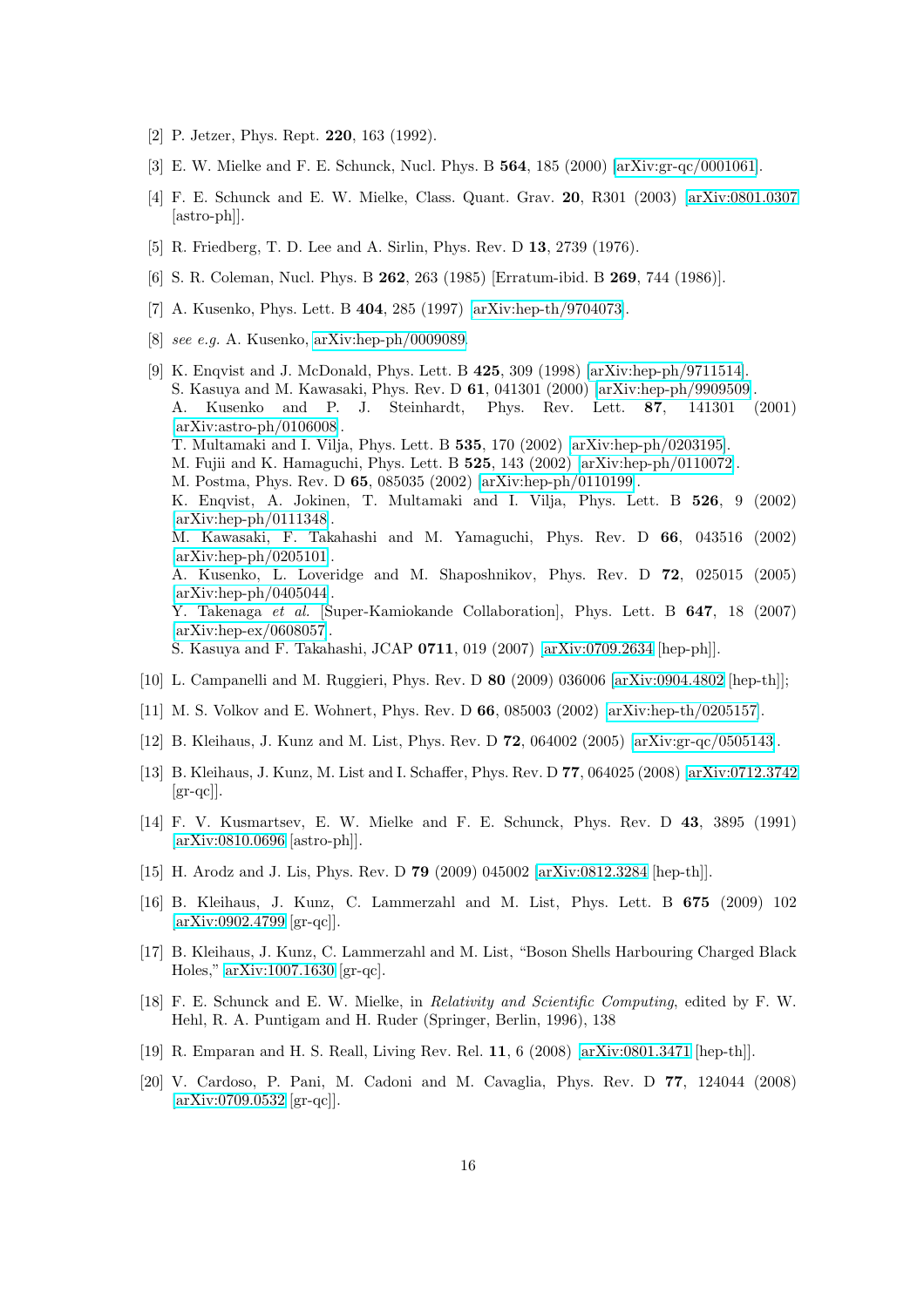[2] P. Jetzer, Phys. Rept. **220**, 163 (1992).

[3] E. W. Mielke and F. E. Schunck, Nucl. Phys. B **564**, 185 (2000) [arXiv:gr-qc/0001061].

[4] F. E. Schunck and E. W. Mielke, Class. Quant. Grav. **20**, R301 (2003) [arXiv:0801.0307 [astro-ph]].

[5] R. Friedberg, T. D. Lee and A. Sirlin, Phys. Rev. D **13**, 2739 (1976).

[6] S. R. Coleman, Nucl. Phys. B **262**, 263 (1985) [Erratum-ibid. B **269**, 744 (1986)].

[7] A. Kusenko, Phys. Lett. B **404**, 285 (1997) [arXiv:hep-th/9704073].

[8] *see e.g.* A. Kusenko, arXiv:hep-ph/0009089.

[9] K. Enqvist and J. McDonald, Phys. Lett. B **425**, 309 (1998) [arXiv:hep-ph/9711514].
S. Kasuya and M. Kawasaki, Phys. Rev. D **61**, 041301 (2000) [arXiv:hep-ph/9909509].
A. Kusenko and P. J. Steinhardt, Phys. Rev. Lett. **87**, 141301 (2001) [arXiv:astro-ph/0106008].
T. Multamaki and I. Vilja, Phys. Lett. B **535**, 170 (2002) [arXiv:hep-ph/0203195].
M. Fujii and K. Hamaguchi, Phys. Lett. B **525**, 143 (2002) [arXiv:hep-ph/0110072].
M. Postma, Phys. Rev. D **65**, 085035 (2002) [arXiv:hep-ph/0110199].
K. Enqvist, A. Jokinen, T. Multamaki and I. Vilja, Phys. Lett. B **526**, 9 (2002) [arXiv:hep-ph/0111348].
M. Kawasaki, F. Takahashi and M. Yamaguchi, Phys. Rev. D **66**, 043516 (2002) [arXiv:hep-ph/0205101].
A. Kusenko, L. Loveridge and M. Shaposhnikov, Phys. Rev. D **72**, 025015 (2005) [arXiv:hep-ph/0405044].
Y. Takenaga *et al.* [Super-Kamiokande Collaboration], Phys. Lett. B **647**, 18 (2007) [arXiv:hep-ex/0608057].
S. Kasuya and F. Takahashi, JCAP **0711**, 019 (2007) [arXiv:0709.2634 [hep-ph]].

[10] L. Campanelli and M. Ruggieri, Phys. Rev. D **80** (2009) 036006 [arXiv:0904.4802 [hep-th]];

[11] M. S. Volkov and E. Wohnert, Phys. Rev. D **66**, 085003 (2002) [arXiv:hep-th/0205157].

[12] B. Kleihaus, J. Kunz and M. List, Phys. Rev. D **72**, 064002 (2005) [arXiv:gr-qc/0505143].

[13] B. Kleihaus, J. Kunz, M. List and I. Schaffer, Phys. Rev. D **77**, 064025 (2008) [arXiv:0712.3742 [gr-qc]].

[14] F. V. Kusmartsev, E. W. Mielke and F. E. Schunck, Phys. Rev. D **43**, 3895 (1991) [arXiv:0810.0696 [astro-ph]].

[15] H. Arodz and J. Lis, Phys. Rev. D **79** (2009) 045002 [arXiv:0812.3284 [hep-th]].

[16] B. Kleihaus, J. Kunz, C. Lammerzahl and M. List, Phys. Lett. B **675** (2009) 102 [arXiv:0902.4799 [gr-qc]].

[17] B. Kleihaus, J. Kunz, C. Lammerzahl and M. List, "Boson Shells Harbouring Charged Black Holes," arXiv:1007.1630 [gr-qc].

[18] F. E. Schunck and E. W. Mielke, in *Relativity and Scientific Computing*, edited by F. W. Hehl, R. A. Puntigam and H. Ruder (Springer, Berlin, 1996), 138

[19] R. Emparan and H. S. Reall, Living Rev. Rel. **11**, 6 (2008) [arXiv:0801.3471 [hep-th]].

[20] V. Cardoso, P. Pani, M. Cadoni and M. Cavaglia, Phys. Rev. D **77**, 124044 (2008) [arXiv:0709.0532 [gr-qc]].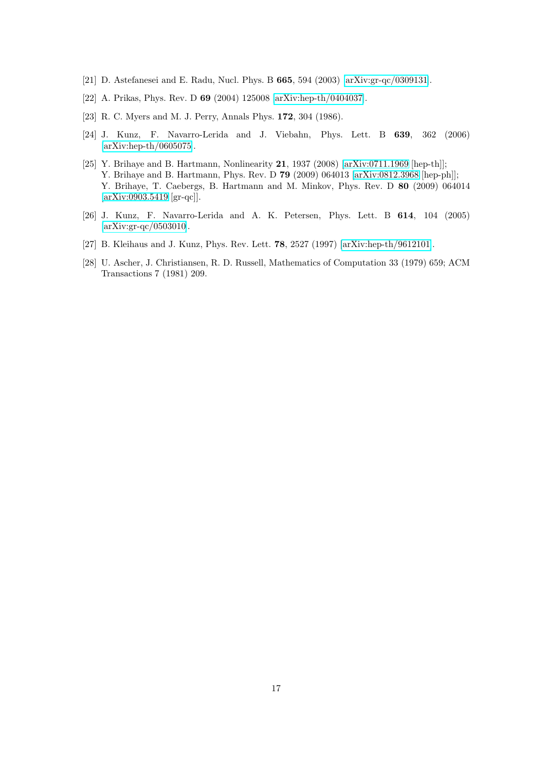[21] D. Astefanesei and E. Radu, Nucl. Phys. B **665**, 594 (2003) [arXiv:gr-qc/0309131].

[22] A. Prikas, Phys. Rev. D **69** (2004) 125008 [arXiv:hep-th/0404037].

[23] R. C. Myers and M. J. Perry, Annals Phys. **172**, 304 (1986).

[24] J. Kunz, F. Navarro-Lerida and J. Viebahn, Phys. Lett. B **639**, 362 (2006) [arXiv:hep-th/0605075].

[25] Y. Brihaye and B. Hartmann, Nonlinearity **21**, 1937 (2008) [arXiv:0711.1969 [hep-th]];
Y. Brihaye and B. Hartmann, Phys. Rev. D **79** (2009) 064013 [arXiv:0812.3968 [hep-ph]];
Y. Brihaye, T. Caebergs, B. Hartmann and M. Minkov, Phys. Rev. D **80** (2009) 064014 [arXiv:0903.5419 [gr-qc]].

[26] J. Kunz, F. Navarro-Lerida and A. K. Petersen, Phys. Lett. B **614**, 104 (2005) [arXiv:gr-qc/0503010].

[27] B. Kleihaus and J. Kunz, Phys. Rev. Lett. **78**, 2527 (1997) [arXiv:hep-th/9612101].

[28] U. Ascher, J. Christiansen, R. D. Russell, Mathematics of Computation 33 (1979) 659; ACM Transactions 7 (1981) 209.